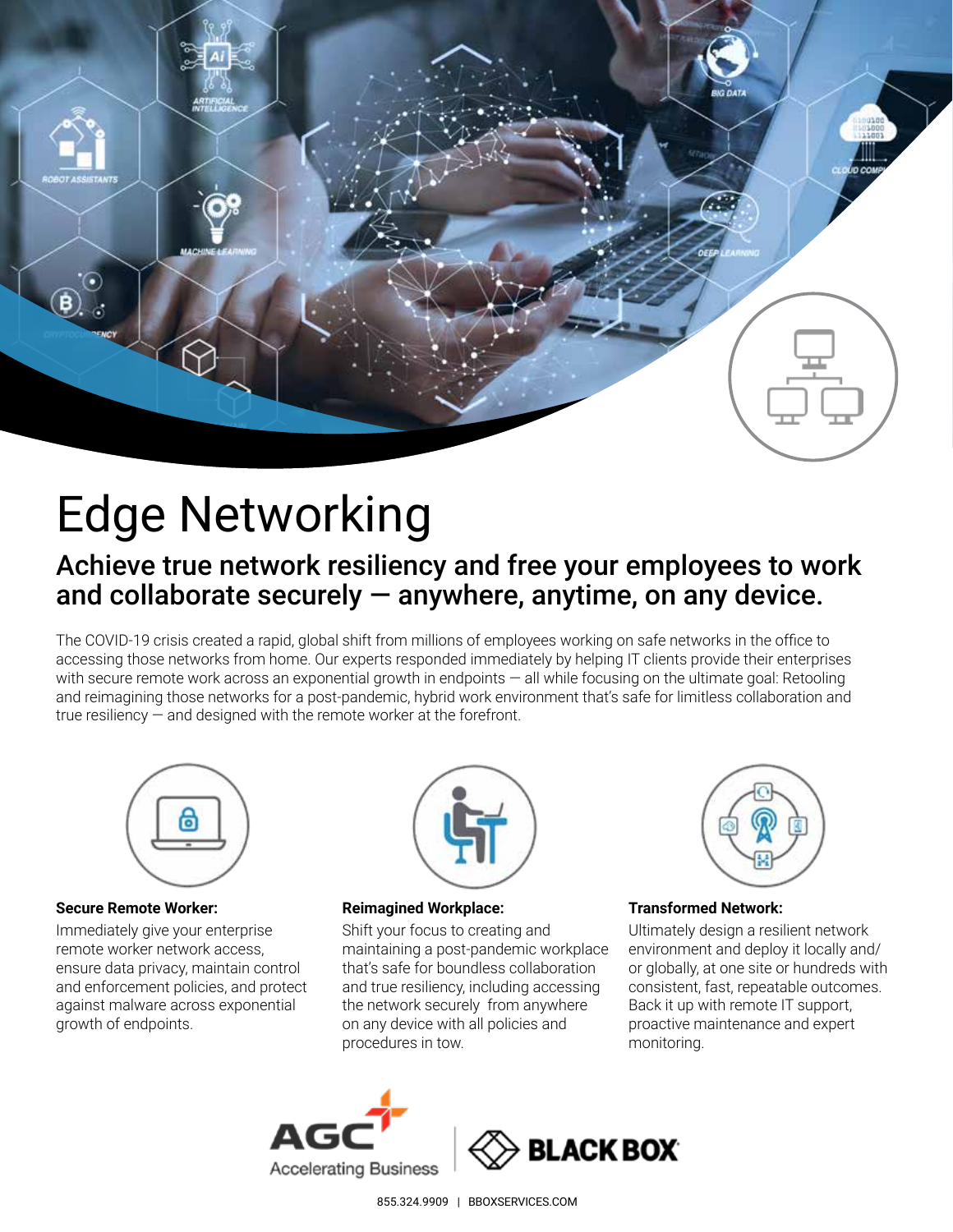# Edge Networking

## Achieve true network resiliency and free your employees to work and collaborate securely — anywhere, anytime, on any device.

The COVID-19 crisis created a rapid, global shift from millions of employees working on safe networks in the office to accessing those networks from home. Our experts responded immediately by helping IT clients provide their enterprises with secure remote work across an exponential growth in endpoints — all while focusing on the ultimate goal: Retooling and reimagining those networks for a post-pandemic, hybrid work environment that's safe for limitless collaboration and true resiliency — and designed with the remote worker at the forefront.

**Secure Remote Worker:**
Immediately give your enterprise remote worker network access, ensure data privacy, maintain control and enforcement policies, and protect against malware across exponential growth of endpoints.

**Reimagined Workplace:**
Shift your focus to creating and maintaining a post-pandemic workplace that's safe for boundless collaboration and true resiliency, including accessing the network securely from anywhere on any device with all policies and procedures in tow.

**Transformed Network:**
Ultimately design a resilient network environment and deploy it locally and/or globally, at one site or hundreds with consistent, fast, repeatable outcomes. Back it up with remote IT support, proactive maintenance and expert monitoring.

AGC Accelerating Business | BLACK BOX

855.324.9909 | BBOXSERVICES.COM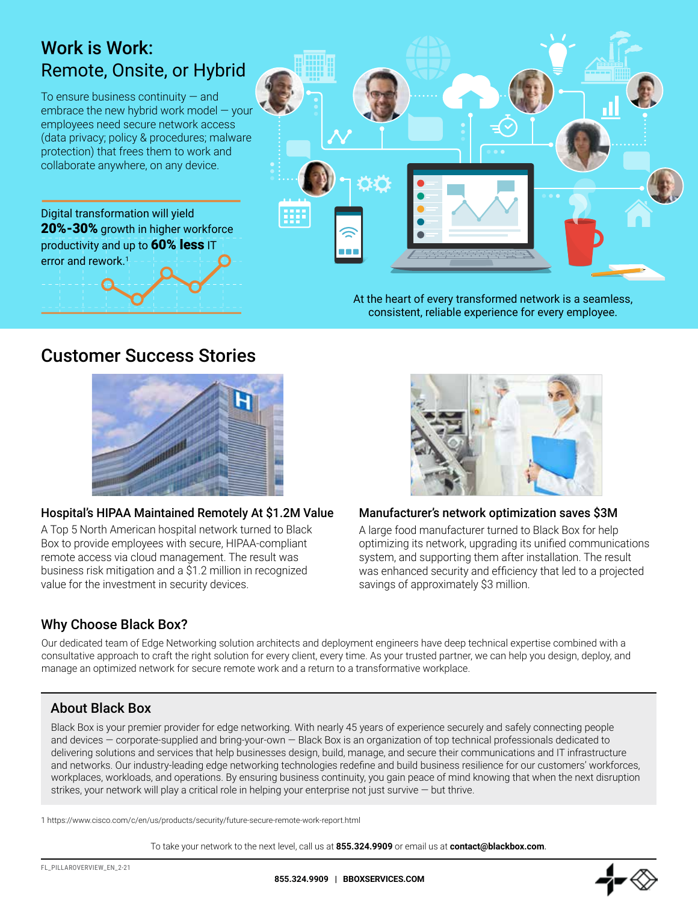# Work is Work:
Remote, Onsite, or Hybrid

To ensure business continuity — and embrace the new hybrid work model — your employees need secure network access (data privacy; policy & procedures; malware protection) that frees them to work and collaborate anywhere, on any device.

Digital transformation will yield **20%-30%** growth in higher workforce productivity and up to **60% less** IT error and rework.[1]

At the heart of every transformed network is a seamless, consistent, reliable experience for every employee.

## Customer Success Stories

### Hospital's HIPAA Maintained Remotely At $1.2M Value

A Top 5 North American hospital network turned to Black Box to provide employees with secure, HIPAA-compliant remote access via cloud management. The result was business risk mitigation and a $1.2 million in recognized value for the investment in security devices.

### Manufacturer's network optimization saves $3M

A large food manufacturer turned to Black Box for help optimizing its network, upgrading its unified communications system, and supporting them after installation. The result was enhanced security and efficiency that led to a projected savings of approximately $3 million.

### Why Choose Black Box?

Our dedicated team of Edge Networking solution architects and deployment engineers have deep technical expertise combined with a consultative approach to craft the right solution for every client, every time. As your trusted partner, we can help you design, deploy, and manage an optimized network for secure remote work and a return to a transformative workplace.

### About Black Box

Black Box is your premier provider for edge networking. With nearly 45 years of experience securely and safely connecting people and devices — corporate-supplied and bring-your-own — Black Box is an organization of top technical professionals dedicated to delivering solutions and services that help businesses design, build, manage, and secure their communications and IT infrastructure and networks. Our industry-leading edge networking technologies redefine and build business resilience for our customers' workforces, workplaces, workloads, and operations. By ensuring business continuity, you gain peace of mind knowing that when the next disruption strikes, your network will play a critical role in helping your enterprise not just survive — but thrive.

1 https://www.cisco.com/c/en/us/products/security/future-secure-remote-work-report.html

To take your network to the next level, call us at **855.324.9909** or email us at **contact@blackbox.com**.

FL_PILLAROVERVIEW_EN_2-21

**855.324.9909 | BBOXSERVICES.COM**